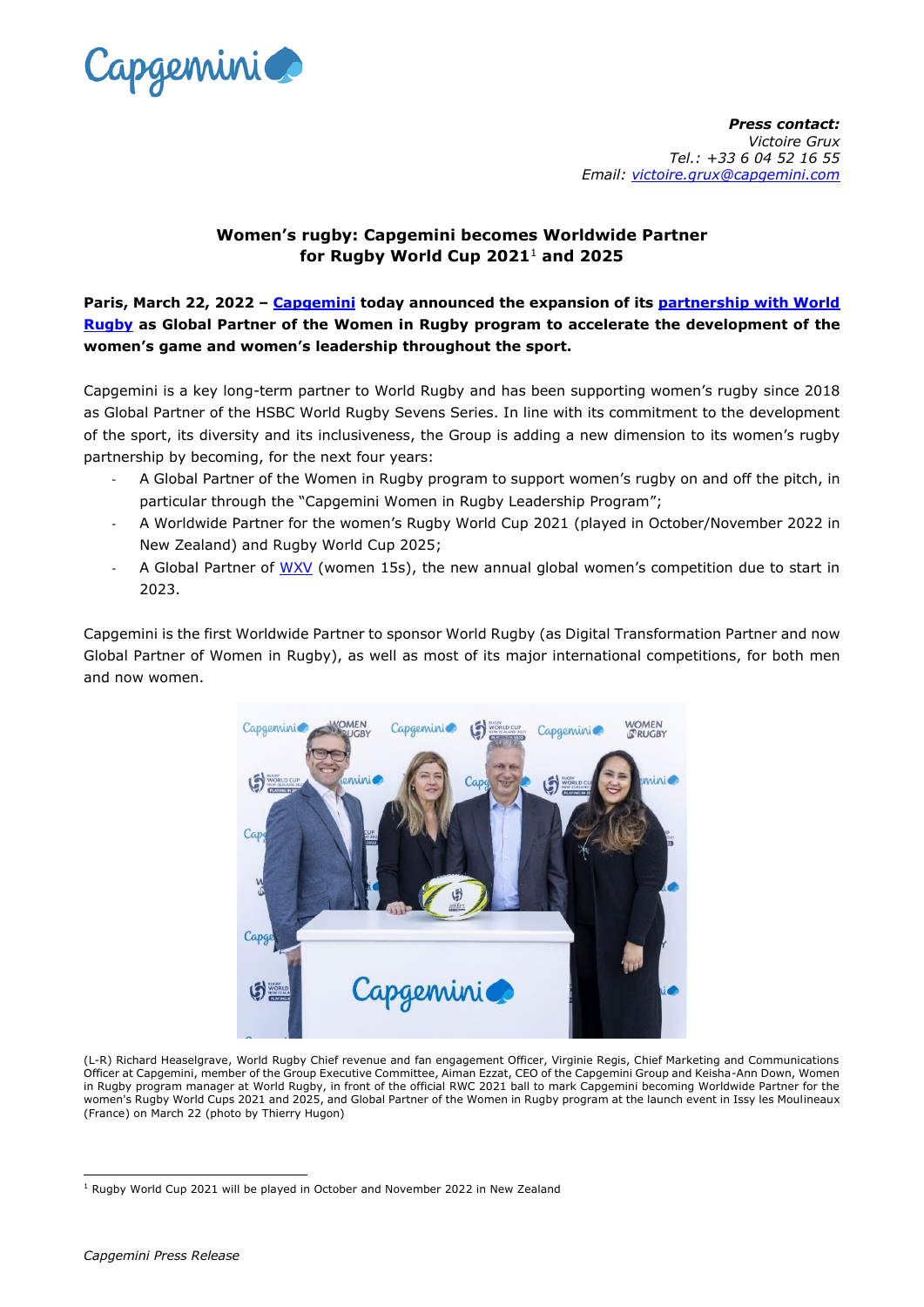***Press contact:***
*Victoire Grux*
*Tel.: +33 6 04 52 16 55*
*Email: victoire.grux@capgemini.com*

# Women's rugby: Capgemini becomes Worldwide Partner for Rugby World Cup 2021[1] and 2025

**Paris, March 22, 2022 – Capgemini today announced the expansion of its partnership with World Rugby as Global Partner of the Women in Rugby program to accelerate the development of the women's game and women's leadership throughout the sport.**

Capgemini is a key long-term partner to World Rugby and has been supporting women's rugby since 2018 as Global Partner of the HSBC World Rugby Sevens Series. In line with its commitment to the development of the sport, its diversity and its inclusiveness, the Group is adding a new dimension to its women's rugby partnership by becoming, for the next four years:

- A Global Partner of the Women in Rugby program to support women's rugby on and off the pitch, in particular through the "Capgemini Women in Rugby Leadership Program";
- A Worldwide Partner for the women's Rugby World Cup 2021 (played in October/November 2022 in New Zealand) and Rugby World Cup 2025;
- A Global Partner of WXV (women 15s), the new annual global women's competition due to start in 2023.

Capgemini is the first Worldwide Partner to sponsor World Rugby (as Digital Transformation Partner and now Global Partner of Women in Rugby), as well as most of its major international competitions, for both men and now women.

(L-R) Richard Heaselgrave, World Rugby Chief revenue and fan engagement Officer, Virginie Regis, Chief Marketing and Communications Officer at Capgemini, member of the Group Executive Committee, Aiman Ezzat, CEO of the Capgemini Group and Keisha-Ann Down, Women in Rugby program manager at World Rugby, in front of the official RWC 2021 ball to mark Capgemini becoming Worldwide Partner for the women's Rugby World Cups 2021 and 2025, and Global Partner of the Women in Rugby program at the launch event in Issy les Moulineaux (France) on March 22 (photo by Thierry Hugon)

[1] Rugby World Cup 2021 will be played in October and November 2022 in New Zealand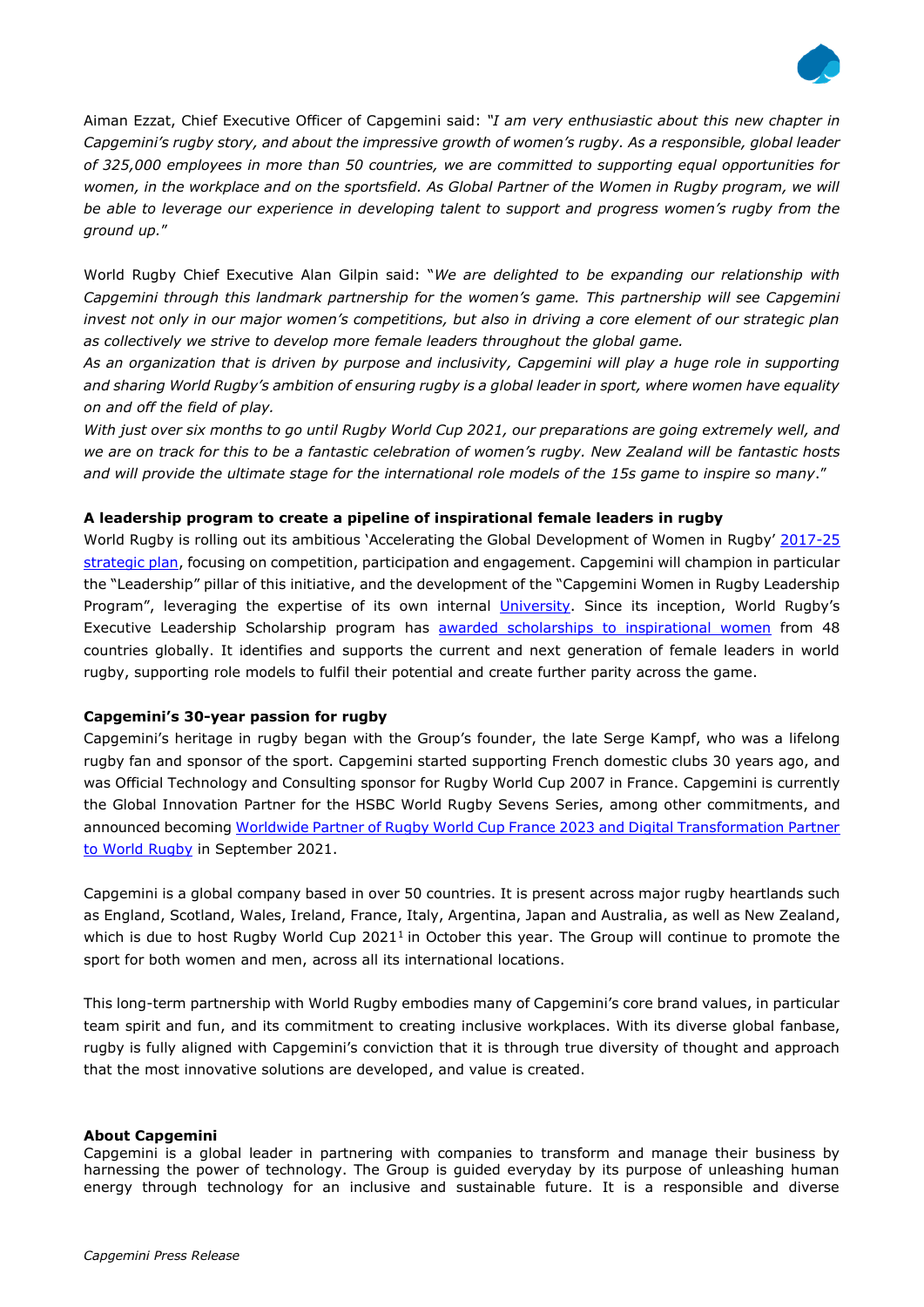Aiman Ezzat, Chief Executive Officer of Capgemini said: *"I am very enthusiastic about this new chapter in Capgemini's rugby story, and about the impressive growth of women's rugby. As a responsible, global leader of 325,000 employees in more than 50 countries, we are committed to supporting equal opportunities for women, in the workplace and on the sportsfield. As Global Partner of the Women in Rugby program, we will be able to leverage our experience in developing talent to support and progress women's rugby from the ground up."*

World Rugby Chief Executive Alan Gilpin said: "*We are delighted to be expanding our relationship with Capgemini through this landmark partnership for the women's game. This partnership will see Capgemini invest not only in our major women's competitions, but also in driving a core element of our strategic plan as collectively we strive to develop more female leaders throughout the global game.*
*As an organization that is driven by purpose and inclusivity, Capgemini will play a huge role in supporting and sharing World Rugby's ambition of ensuring rugby is a global leader in sport, where women have equality on and off the field of play.*
*With just over six months to go until Rugby World Cup 2021, our preparations are going extremely well, and we are on track for this to be a fantastic celebration of women's rugby. New Zealand will be fantastic hosts and will provide the ultimate stage for the international role models of the 15s game to inspire so many*."

**A leadership program to create a pipeline of inspirational female leaders in rugby**

World Rugby is rolling out its ambitious 'Accelerating the Global Development of Women in Rugby' 2017-25 strategic plan, focusing on competition, participation and engagement. Capgemini will champion in particular the "Leadership" pillar of this initiative, and the development of the "Capgemini Women in Rugby Leadership Program", leveraging the expertise of its own internal University. Since its inception, World Rugby's Executive Leadership Scholarship program has awarded scholarships to inspirational women from 48 countries globally. It identifies and supports the current and next generation of female leaders in world rugby, supporting role models to fulfil their potential and create further parity across the game.

**Capgemini's 30-year passion for rugby**

Capgemini's heritage in rugby began with the Group's founder, the late Serge Kampf, who was a lifelong rugby fan and sponsor of the sport. Capgemini started supporting French domestic clubs 30 years ago, and was Official Technology and Consulting sponsor for Rugby World Cup 2007 in France. Capgemini is currently the Global Innovation Partner for the HSBC World Rugby Sevens Series, among other commitments, and announced becoming Worldwide Partner of Rugby World Cup France 2023 and Digital Transformation Partner to World Rugby in September 2021.

Capgemini is a global company based in over 50 countries. It is present across major rugby heartlands such as England, Scotland, Wales, Ireland, France, Italy, Argentina, Japan and Australia, as well as New Zealand, which is due to host Rugby World Cup 2021[1] in October this year. The Group will continue to promote the sport for both women and men, across all its international locations.

This long-term partnership with World Rugby embodies many of Capgemini's core brand values, in particular team spirit and fun, and its commitment to creating inclusive workplaces. With its diverse global fanbase, rugby is fully aligned with Capgemini's conviction that it is through true diversity of thought and approach that the most innovative solutions are developed, and value is created.

**About Capgemini**

Capgemini is a global leader in partnering with companies to transform and manage their business by harnessing the power of technology. The Group is guided everyday by its purpose of unleashing human energy through technology for an inclusive and sustainable future. It is a responsible and diverse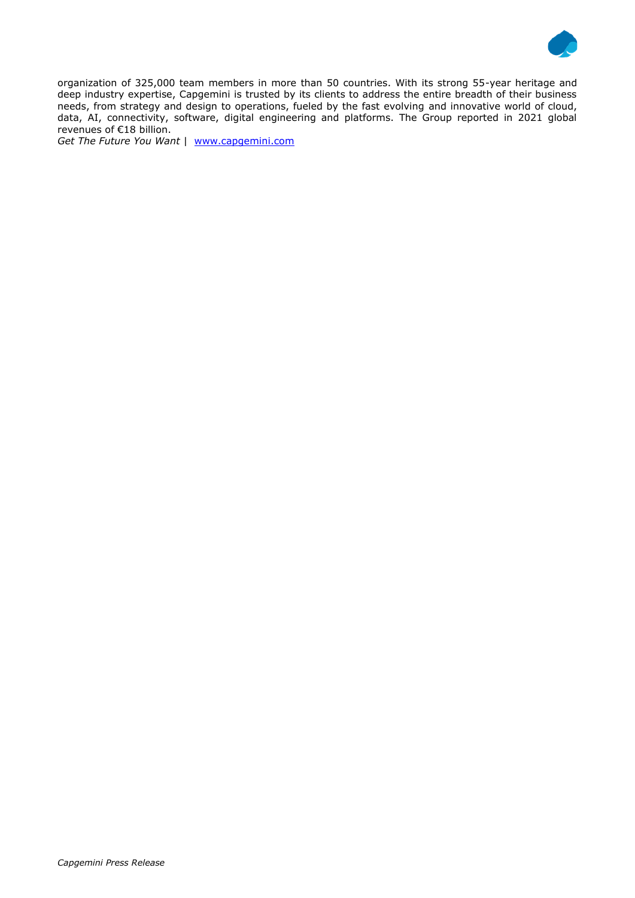organization of 325,000 team members in more than 50 countries. With its strong 55-year heritage and deep industry expertise, Capgemini is trusted by its clients to address the entire breadth of their business needs, from strategy and design to operations, fueled by the fast evolving and innovative world of cloud, data, AI, connectivity, software, digital engineering and platforms. The Group reported in 2021 global revenues of €18 billion.

*Get The Future You Want* | [www.capgemini.com](http://www.capgemini.com)